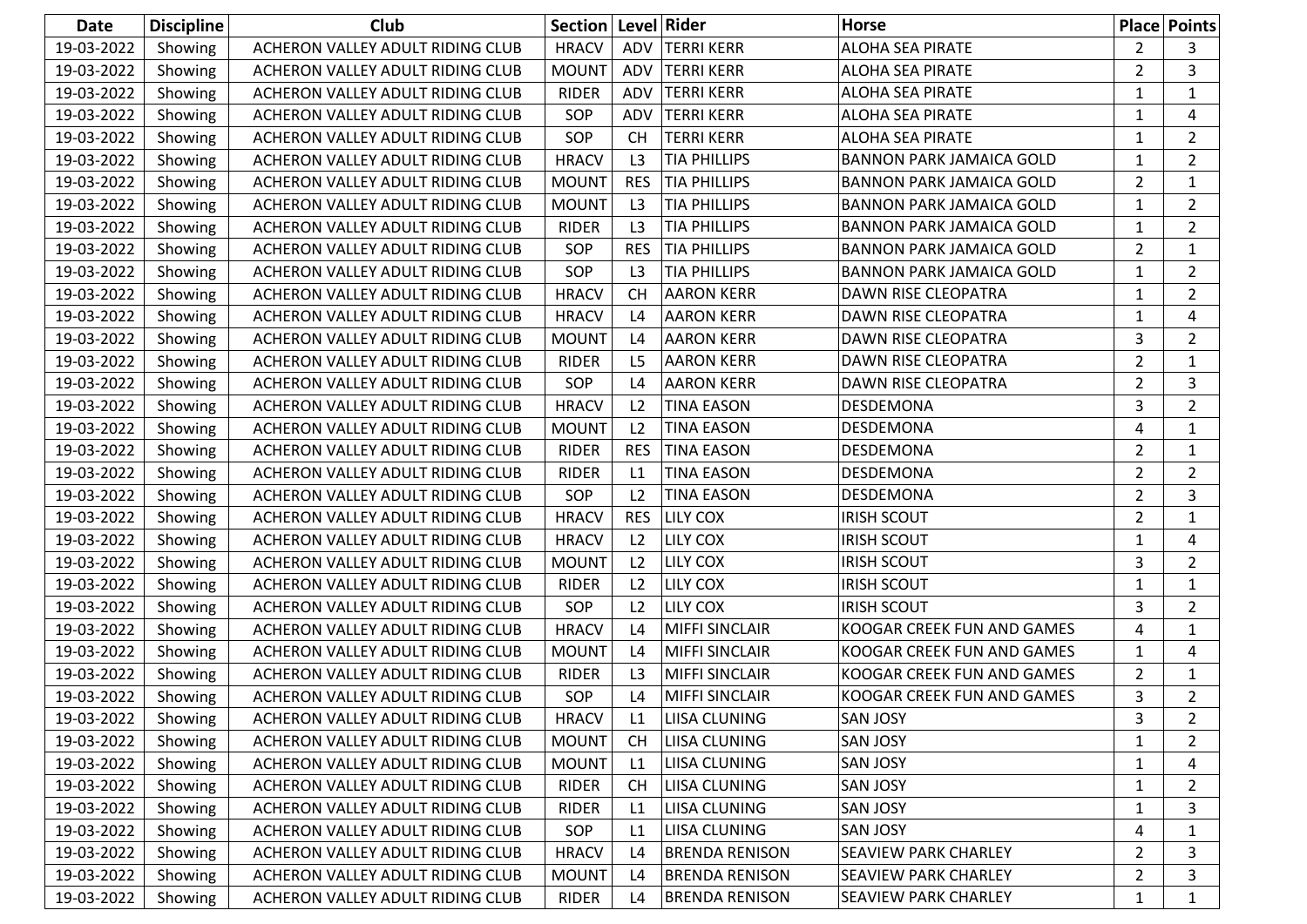| Date | Discipline | Club | Section | Level | Rider | Horse | Place | Points |
|---|---|---|---|---|---|---|---|---|
| 19-03-2022 | Showing | ACHERON VALLEY ADULT RIDING CLUB | HRACV | ADV | TERRI KERR | ALOHA SEA PIRATE | 2 | 3 |
| 19-03-2022 | Showing | ACHERON VALLEY ADULT RIDING CLUB | MOUNT | ADV | TERRI KERR | ALOHA SEA PIRATE | 2 | 3 |
| 19-03-2022 | Showing | ACHERON VALLEY ADULT RIDING CLUB | RIDER | ADV | TERRI KERR | ALOHA SEA PIRATE | 1 | 1 |
| 19-03-2022 | Showing | ACHERON VALLEY ADULT RIDING CLUB | SOP | ADV | TERRI KERR | ALOHA SEA PIRATE | 1 | 4 |
| 19-03-2022 | Showing | ACHERON VALLEY ADULT RIDING CLUB | SOP | CH | TERRI KERR | ALOHA SEA PIRATE | 1 | 2 |
| 19-03-2022 | Showing | ACHERON VALLEY ADULT RIDING CLUB | HRACV | L3 | TIA PHILLIPS | BANNON PARK JAMAICA GOLD | 1 | 2 |
| 19-03-2022 | Showing | ACHERON VALLEY ADULT RIDING CLUB | MOUNT | RES | TIA PHILLIPS | BANNON PARK JAMAICA GOLD | 2 | 1 |
| 19-03-2022 | Showing | ACHERON VALLEY ADULT RIDING CLUB | MOUNT | L3 | TIA PHILLIPS | BANNON PARK JAMAICA GOLD | 1 | 2 |
| 19-03-2022 | Showing | ACHERON VALLEY ADULT RIDING CLUB | RIDER | L3 | TIA PHILLIPS | BANNON PARK JAMAICA GOLD | 1 | 2 |
| 19-03-2022 | Showing | ACHERON VALLEY ADULT RIDING CLUB | SOP | RES | TIA PHILLIPS | BANNON PARK JAMAICA GOLD | 2 | 1 |
| 19-03-2022 | Showing | ACHERON VALLEY ADULT RIDING CLUB | SOP | L3 | TIA PHILLIPS | BANNON PARK JAMAICA GOLD | 1 | 2 |
| 19-03-2022 | Showing | ACHERON VALLEY ADULT RIDING CLUB | HRACV | CH | AARON KERR | DAWN RISE CLEOPATRA | 1 | 2 |
| 19-03-2022 | Showing | ACHERON VALLEY ADULT RIDING CLUB | HRACV | L4 | AARON KERR | DAWN RISE CLEOPATRA | 1 | 4 |
| 19-03-2022 | Showing | ACHERON VALLEY ADULT RIDING CLUB | MOUNT | L4 | AARON KERR | DAWN RISE CLEOPATRA | 3 | 2 |
| 19-03-2022 | Showing | ACHERON VALLEY ADULT RIDING CLUB | RIDER | L5 | AARON KERR | DAWN RISE CLEOPATRA | 2 | 1 |
| 19-03-2022 | Showing | ACHERON VALLEY ADULT RIDING CLUB | SOP | L4 | AARON KERR | DAWN RISE CLEOPATRA | 2 | 3 |
| 19-03-2022 | Showing | ACHERON VALLEY ADULT RIDING CLUB | HRACV | L2 | TINA EASON | DESDEMONA | 3 | 2 |
| 19-03-2022 | Showing | ACHERON VALLEY ADULT RIDING CLUB | MOUNT | L2 | TINA EASON | DESDEMONA | 4 | 1 |
| 19-03-2022 | Showing | ACHERON VALLEY ADULT RIDING CLUB | RIDER | RES | TINA EASON | DESDEMONA | 2 | 1 |
| 19-03-2022 | Showing | ACHERON VALLEY ADULT RIDING CLUB | RIDER | L1 | TINA EASON | DESDEMONA | 2 | 2 |
| 19-03-2022 | Showing | ACHERON VALLEY ADULT RIDING CLUB | SOP | L2 | TINA EASON | DESDEMONA | 2 | 3 |
| 19-03-2022 | Showing | ACHERON VALLEY ADULT RIDING CLUB | HRACV | RES | LILY COX | IRISH SCOUT | 2 | 1 |
| 19-03-2022 | Showing | ACHERON VALLEY ADULT RIDING CLUB | HRACV | L2 | LILY COX | IRISH SCOUT | 1 | 4 |
| 19-03-2022 | Showing | ACHERON VALLEY ADULT RIDING CLUB | MOUNT | L2 | LILY COX | IRISH SCOUT | 3 | 2 |
| 19-03-2022 | Showing | ACHERON VALLEY ADULT RIDING CLUB | RIDER | L2 | LILY COX | IRISH SCOUT | 1 | 1 |
| 19-03-2022 | Showing | ACHERON VALLEY ADULT RIDING CLUB | SOP | L2 | LILY COX | IRISH SCOUT | 3 | 2 |
| 19-03-2022 | Showing | ACHERON VALLEY ADULT RIDING CLUB | HRACV | L4 | MIFFI SINCLAIR | KOOGAR CREEK FUN AND GAMES | 4 | 1 |
| 19-03-2022 | Showing | ACHERON VALLEY ADULT RIDING CLUB | MOUNT | L4 | MIFFI SINCLAIR | KOOGAR CREEK FUN AND GAMES | 1 | 4 |
| 19-03-2022 | Showing | ACHERON VALLEY ADULT RIDING CLUB | RIDER | L3 | MIFFI SINCLAIR | KOOGAR CREEK FUN AND GAMES | 2 | 1 |
| 19-03-2022 | Showing | ACHERON VALLEY ADULT RIDING CLUB | SOP | L4 | MIFFI SINCLAIR | KOOGAR CREEK FUN AND GAMES | 3 | 2 |
| 19-03-2022 | Showing | ACHERON VALLEY ADULT RIDING CLUB | HRACV | L1 | LIISA CLUNING | SAN JOSY | 3 | 2 |
| 19-03-2022 | Showing | ACHERON VALLEY ADULT RIDING CLUB | MOUNT | CH | LIISA CLUNING | SAN JOSY | 1 | 2 |
| 19-03-2022 | Showing | ACHERON VALLEY ADULT RIDING CLUB | MOUNT | L1 | LIISA CLUNING | SAN JOSY | 1 | 4 |
| 19-03-2022 | Showing | ACHERON VALLEY ADULT RIDING CLUB | RIDER | CH | LIISA CLUNING | SAN JOSY | 1 | 2 |
| 19-03-2022 | Showing | ACHERON VALLEY ADULT RIDING CLUB | RIDER | L1 | LIISA CLUNING | SAN JOSY | 1 | 3 |
| 19-03-2022 | Showing | ACHERON VALLEY ADULT RIDING CLUB | SOP | L1 | LIISA CLUNING | SAN JOSY | 4 | 1 |
| 19-03-2022 | Showing | ACHERON VALLEY ADULT RIDING CLUB | HRACV | L4 | BRENDA RENISON | SEAVIEW PARK CHARLEY | 2 | 3 |
| 19-03-2022 | Showing | ACHERON VALLEY ADULT RIDING CLUB | MOUNT | L4 | BRENDA RENISON | SEAVIEW PARK CHARLEY | 2 | 3 |
| 19-03-2022 | Showing | ACHERON VALLEY ADULT RIDING CLUB | RIDER | L4 | BRENDA RENISON | SEAVIEW PARK CHARLEY | 1 | 1 |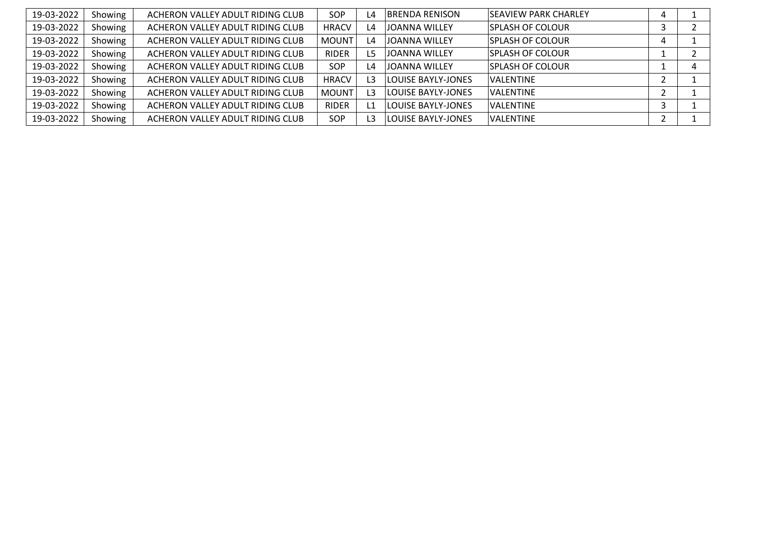| | | | | | | | | |
|---|---|---|---|---|---|---|---|---|
| 19-03-2022 | Showing | ACHERON VALLEY ADULT RIDING CLUB | SOP | L4 | BRENDA RENISON | SEAVIEW PARK CHARLEY | 4 | 1 |
| 19-03-2022 | Showing | ACHERON VALLEY ADULT RIDING CLUB | HRACV | L4 | JOANNA WILLEY | SPLASH OF COLOUR | 3 | 2 |
| 19-03-2022 | Showing | ACHERON VALLEY ADULT RIDING CLUB | MOUNT | L4 | JOANNA WILLEY | SPLASH OF COLOUR | 4 | 1 |
| 19-03-2022 | Showing | ACHERON VALLEY ADULT RIDING CLUB | RIDER | L5 | JOANNA WILLEY | SPLASH OF COLOUR | 1 | 2 |
| 19-03-2022 | Showing | ACHERON VALLEY ADULT RIDING CLUB | SOP | L4 | JOANNA WILLEY | SPLASH OF COLOUR | 1 | 4 |
| 19-03-2022 | Showing | ACHERON VALLEY ADULT RIDING CLUB | HRACV | L3 | LOUISE BAYLY-JONES | VALENTINE | 2 | 1 |
| 19-03-2022 | Showing | ACHERON VALLEY ADULT RIDING CLUB | MOUNT | L3 | LOUISE BAYLY-JONES | VALENTINE | 2 | 1 |
| 19-03-2022 | Showing | ACHERON VALLEY ADULT RIDING CLUB | RIDER | L1 | LOUISE BAYLY-JONES | VALENTINE | 3 | 1 |
| 19-03-2022 | Showing | ACHERON VALLEY ADULT RIDING CLUB | SOP | L3 | LOUISE BAYLY-JONES | VALENTINE | 2 | 1 |